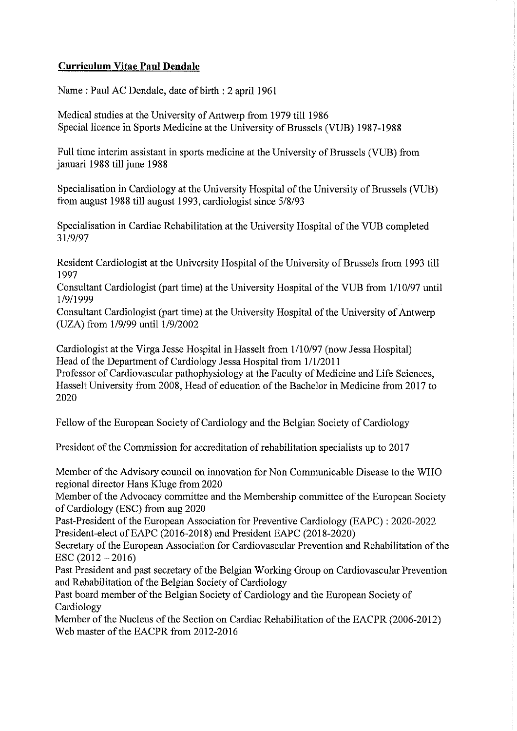**Curriculum Vitae Paul Dendale**

Name : Paul AC Dendale, date of birth : 2 april 1961

Medical studies at the University of Antwerp from 1979 till 1986
Special licence in Sports Medicine at the University of Brussels (VUB) 1987-1988

Full time interim assistant in sports medicine at the University of Brussels (VUB) from januari 1988 till june 1988

Specialisation in Cardiology at the University Hospital of the University of Brussels (VUB) from august 1988 till august 1993, cardiologist since 5/8/93

Specialisation in Cardiac Rehabilitation at the University Hospital of the VUB completed 31/9/97

Resident Cardiologist at the University Hospital of the University of Brussels from 1993 till 1997
Consultant Cardiologist (part time) at the University Hospital of the VUB from 1/10/97 until 1/9/1999
Consultant Cardiologist (part time) at the University Hospital of the University of Antwerp (UZA) from 1/9/99 until 1/9/2002

Cardiologist at the Virga Jesse Hospital in Hasselt from 1/10/97 (now Jessa Hospital)
Head of the Department of Cardiology Jessa Hospital from 1/1/2011
Professor of Cardiovascular pathophysiology at the Faculty of Medicine and Life Sciences, Hasselt University from 2008, Head of education of the Bachelor in Medicine from 2017 to 2020

Fellow of the European Society of Cardiology and the Belgian Society of Cardiology

President of the Commission for accreditation of rehabilitation specialists up to 2017

Member of the Advisory council on innovation for Non Communicable Disease to the WHO regional director Hans Kluge from 2020
Member of the Advocacy committee and the Membership committee of the European Society of Cardiology (ESC) from aug 2020
Past-President of the European Association for Preventive Cardiology (EAPC) : 2020-2022
President-elect of EAPC (2016-2018) and President EAPC (2018-2020)
Secretary of the European Association for Cardiovascular Prevention and Rehabilitation of the ESC (2012 – 2016)
Past President and past secretary of the Belgian Working Group on Cardiovascular Prevention and Rehabilitation of the Belgian Society of Cardiology
Past board member of the Belgian Society of Cardiology and the European Society of Cardiology
Member of the Nucleus of the Section on Cardiac Rehabilitation of the EACPR (2006-2012)
Web master of the EACPR from 2012-2016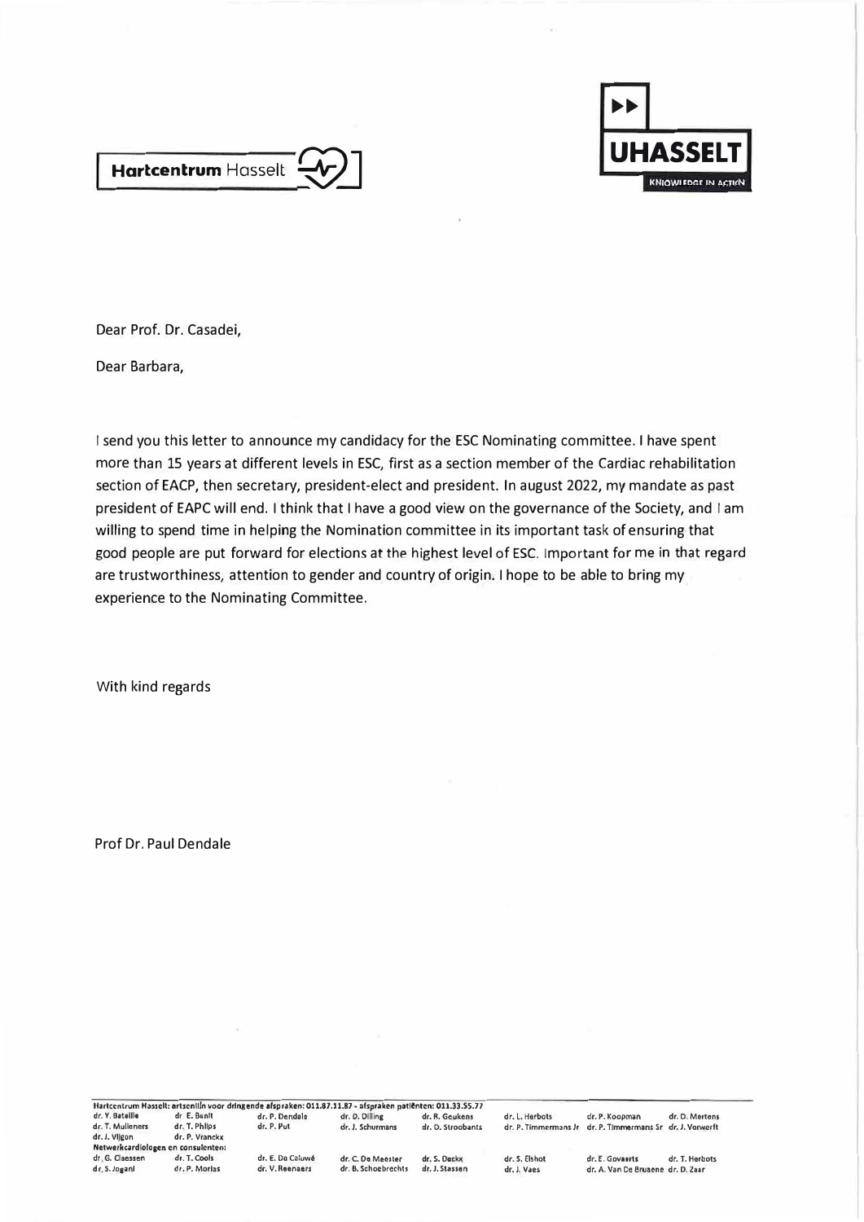Hartcentrum Hasselt

UHASSELT
KNOWLEDGE IN ACTION

Dear Prof. Dr. Casadei,

Dear Barbara,

I send you this letter to announce my candidacy for the ESC Nominating committee. I have spent more than 15 years at different levels in ESC, first as a section member of the Cardiac rehabilitation section of EACP, then secretary, president-elect and president. In august 2022, my mandate as past president of EAPC will end. I think that I have a good view on the governance of the Society, and I am willing to spend time in helping the Nomination committee in its important task of ensuring that good people are put forward for elections at the highest level of ESC. Important for me in that regard are trustworthiness, attention to gender and country of origin. I hope to be able to bring my experience to the Nominating Committee.

With kind regards

Prof Dr. Paul Dendale

Hartcentrum Hasselt: artsenlijn voor dringende afspraken: 011.87.11.87 - afspraken patiënten: 011.33.55.77

| | | | | | | | |
|---|---|---|---|---|---|---|---|
| dr. Y. Bataille | dr. E. Benit | dr. P. Dendale | dr. D. Dilling | dr. R. Geukens | dr. L. Herbots | dr. P. Koopman | dr. D. Mertens |
| dr. T. Mullenеrs | dr. T. Phlips | dr. P. Put | dr. J. Schurmans | dr. D. Stroobants | dr. P. Timmermans Jr | dr. P. Timmermans Sr | dr. J. Verwerft |
| dr. J. Vijgen | dr. P. Vranckx | | | | | | |

Netwerkcardiologen en consulenten:

| | | | | | | | |
|---|---|---|---|---|---|---|---|
| dr. G. Claessen | dr. T. Cools | dr. E. De Caluwé | dr. C. De Meester | dr. S. Deckx | dr. S. Elshot | dr. E. Govaerts | dr. T. Herbots |
| dr. S. Jogani | dr. P. Morias | dr. V. Reenaers | dr. B. Schoebrechts | dr. J. Stassen | dr. J. Vaes | dr. A. Van De Bruaene | dr. D. Zaar |